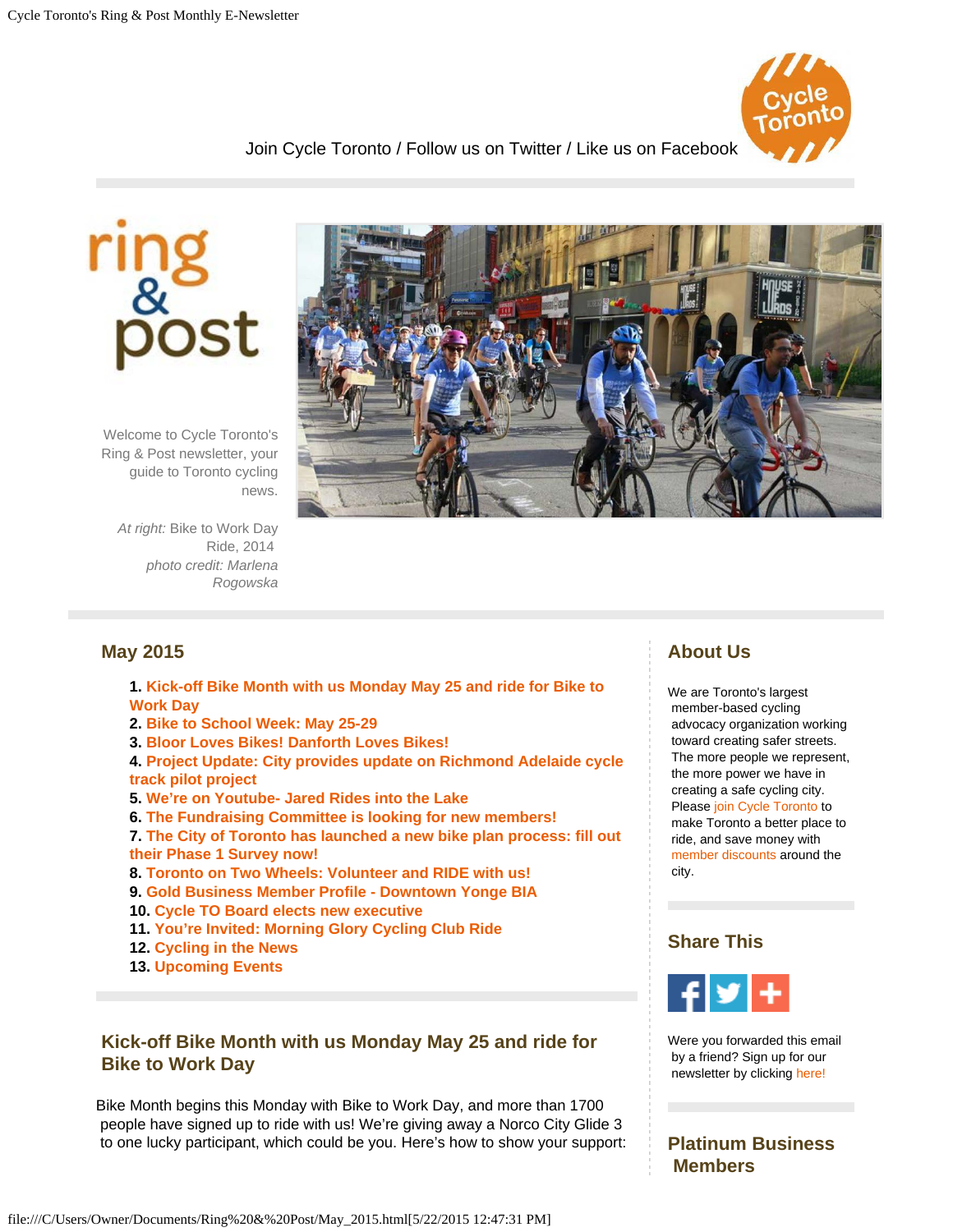Join Cycle Toronto / Follow us on Twitter / Like us on Facebook

Welcome to Cycle Toronto's Ring & Post newsletter, your guide to Toronto cycling news.

*At right:* Bike to Work Day Ride, 2014
*photo credit: Marlena Rogowska*

## May 2015

1. **Kick-off Bike Month with us Monday May 25 and ride for Bike to Work Day**
2. **Bike to School Week: May 25-29**
3. **Bloor Loves Bikes! Danforth Loves Bikes!**
4. **Project Update: City provides update on Richmond Adelaide cycle track pilot project**
5. **We're on Youtube- Jared Rides into the Lake**
6. **The Fundraising Committee is looking for new members!**
7. **The City of Toronto has launched a new bike plan process: fill out their Phase 1 Survey now!**
8. **Toronto on Two Wheels: Volunteer and RIDE with us!**
9. **Gold Business Member Profile - Downtown Yonge BIA**
10. **Cycle TO Board elects new executive**
11. **You're Invited: Morning Glory Cycling Club Ride**
12. **Cycling in the News**
13. **Upcoming Events**

## Kick-off Bike Month with us Monday May 25 and ride for Bike to Work Day

Bike Month begins this Monday with Bike to Work Day, and more than 1700 people have signed up to ride with us! We're giving away a Norco City Glide 3 to one lucky participant, which could be you. Here's how to show your support:

## About Us

We are Toronto's largest member-based cycling advocacy organization working toward creating safer streets. The more people we represent, the more power we have in creating a safe cycling city. Please join Cycle Toronto to make Toronto a better place to ride, and save money with member discounts around the city.

## Share This

Were you forwarded this email by a friend? Sign up for our newsletter by clicking here!

## Platinum Business Members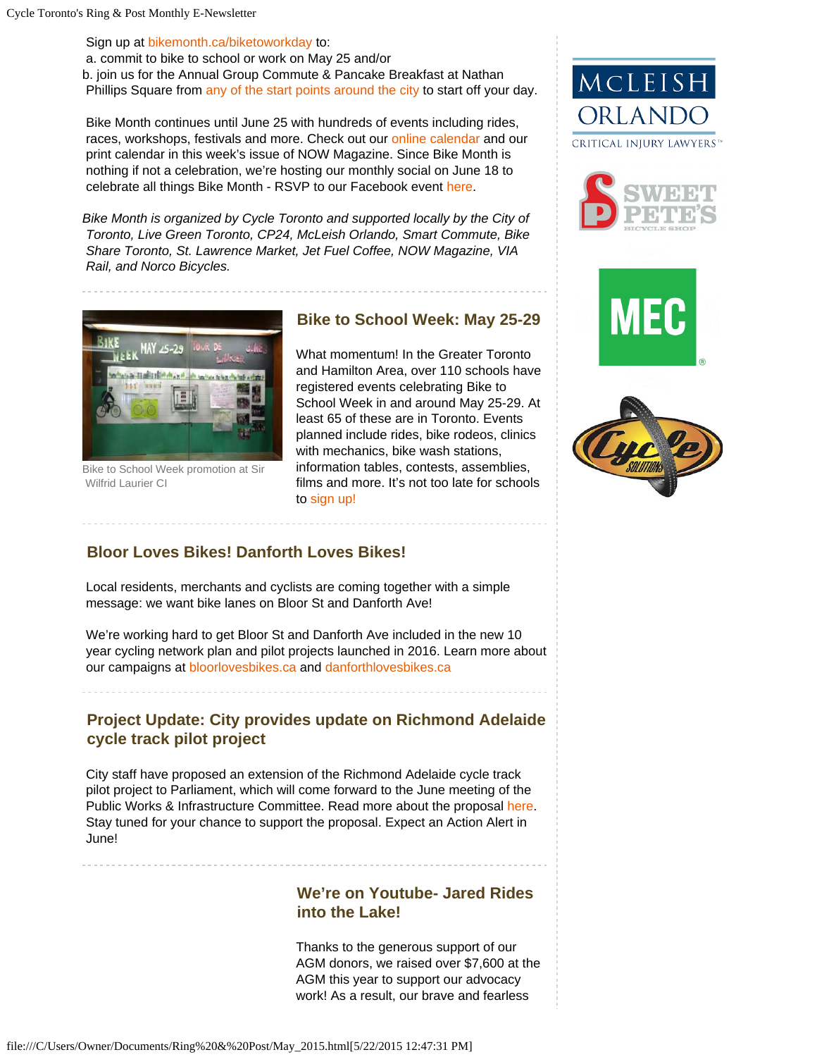Sign up at bikemonth.ca/biketoworkday to:

a. commit to bike to school or work on May 25 and/or

b. join us for the Annual Group Commute & Pancake Breakfast at Nathan Phillips Square from any of the start points around the city to start off your day.

Bike Month continues until June 25 with hundreds of events including rides, races, workshops, festivals and more. Check out our online calendar and our print calendar in this week's issue of NOW Magazine. Since Bike Month is nothing if not a celebration, we're hosting our monthly social on June 18 to celebrate all things Bike Month - RSVP to our Facebook event here.

*Bike Month is organized by Cycle Toronto and supported locally by the City of Toronto, Live Green Toronto, CP24, McLeish Orlando, Smart Commute, Bike Share Toronto, St. Lawrence Market, Jet Fuel Coffee, NOW Magazine, VIA Rail, and Norco Bicycles.*

Bike to School Week promotion at Sir Wilfrid Laurier CI

## Bike to School Week: May 25-29

What momentum! In the Greater Toronto and Hamilton Area, over 110 schools have registered events celebrating Bike to School Week in and around May 25-29. At least 65 of these are in Toronto. Events planned include rides, bike rodeos, clinics with mechanics, bike wash stations, information tables, contests, assemblies, films and more. It's not too late for schools to sign up!

## Bloor Loves Bikes! Danforth Loves Bikes!

Local residents, merchants and cyclists are coming together with a simple message: we want bike lanes on Bloor St and Danforth Ave!

We're working hard to get Bloor St and Danforth Ave included in the new 10 year cycling network plan and pilot projects launched in 2016. Learn more about our campaigns at bloorlovesbikes.ca and danforthlovesbikes.ca

## Project Update: City provides update on Richmond Adelaide cycle track pilot project

City staff have proposed an extension of the Richmond Adelaide cycle track pilot project to Parliament, which will come forward to the June meeting of the Public Works & Infrastructure Committee. Read more about the proposal here. Stay tuned for your chance to support the proposal. Expect an Action Alert in June!

## We're on Youtube- Jared Rides into the Lake!

Thanks to the generous support of our AGM donors, we raised over $7,600 at the AGM this year to support our advocacy work! As a result, our brave and fearless

McLEISH ORLANDO CRITICAL INJURY LAWYERS

SWEET PETE'S BICYCLE SHOP

MEC

Cycle Solutions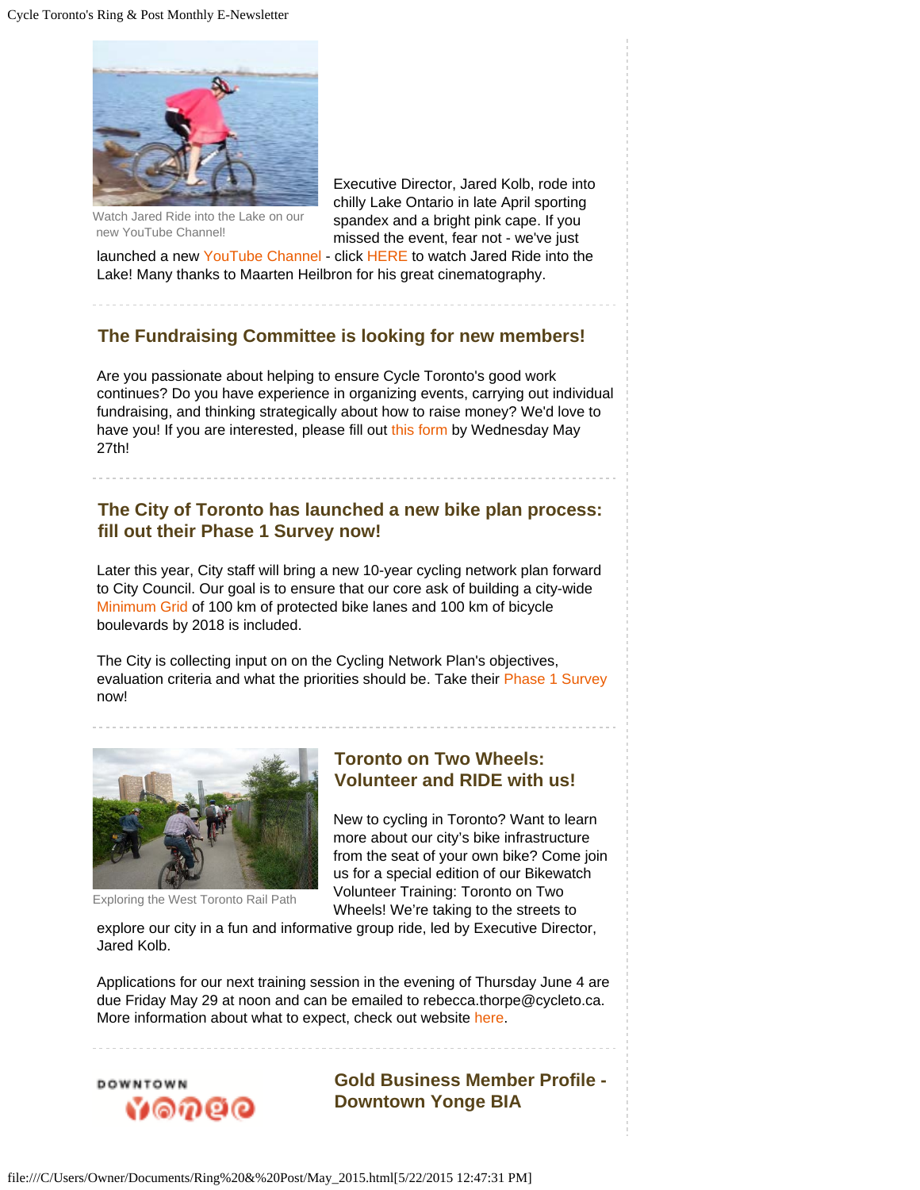Watch Jared Ride into the Lake on our new YouTube Channel!

Executive Director, Jared Kolb, rode into chilly Lake Ontario in late April sporting spandex and a bright pink cape. If you missed the event, fear not - we've just launched a new YouTube Channel - click HERE to watch Jared Ride into the Lake! Many thanks to Maarten Heilbron for his great cinematography.

---

## The Fundraising Committee is looking for new members!

Are you passionate about helping to ensure Cycle Toronto's good work continues? Do you have experience in organizing events, carrying out individual fundraising, and thinking strategically about how to raise money? We'd love to have you! If you are interested, please fill out this form by Wednesday May 27th!

---

## The City of Toronto has launched a new bike plan process: fill out their Phase 1 Survey now!

Later this year, City staff will bring a new 10-year cycling network plan forward to City Council. Our goal is to ensure that our core ask of building a city-wide Minimum Grid of 100 km of protected bike lanes and 100 km of bicycle boulevards by 2018 is included.

The City is collecting input on on the Cycling Network Plan's objectives, evaluation criteria and what the priorities should be. Take their Phase 1 Survey now!

---

Exploring the West Toronto Rail Path

## Toronto on Two Wheels: Volunteer and RIDE with us!

New to cycling in Toronto? Want to learn more about our city's bike infrastructure from the seat of your own bike? Come join us for a special edition of our Bikewatch Volunteer Training: Toronto on Two Wheels! We're taking to the streets to explore our city in a fun and informative group ride, led by Executive Director, Jared Kolb.

Applications for our next training session in the evening of Thursday June 4 are due Friday May 29 at noon and can be emailed to rebecca.thorpe@cycleto.ca. More information about what to expect, check out website here.

---

DOWNTOWN Yonge

## Gold Business Member Profile - Downtown Yonge BIA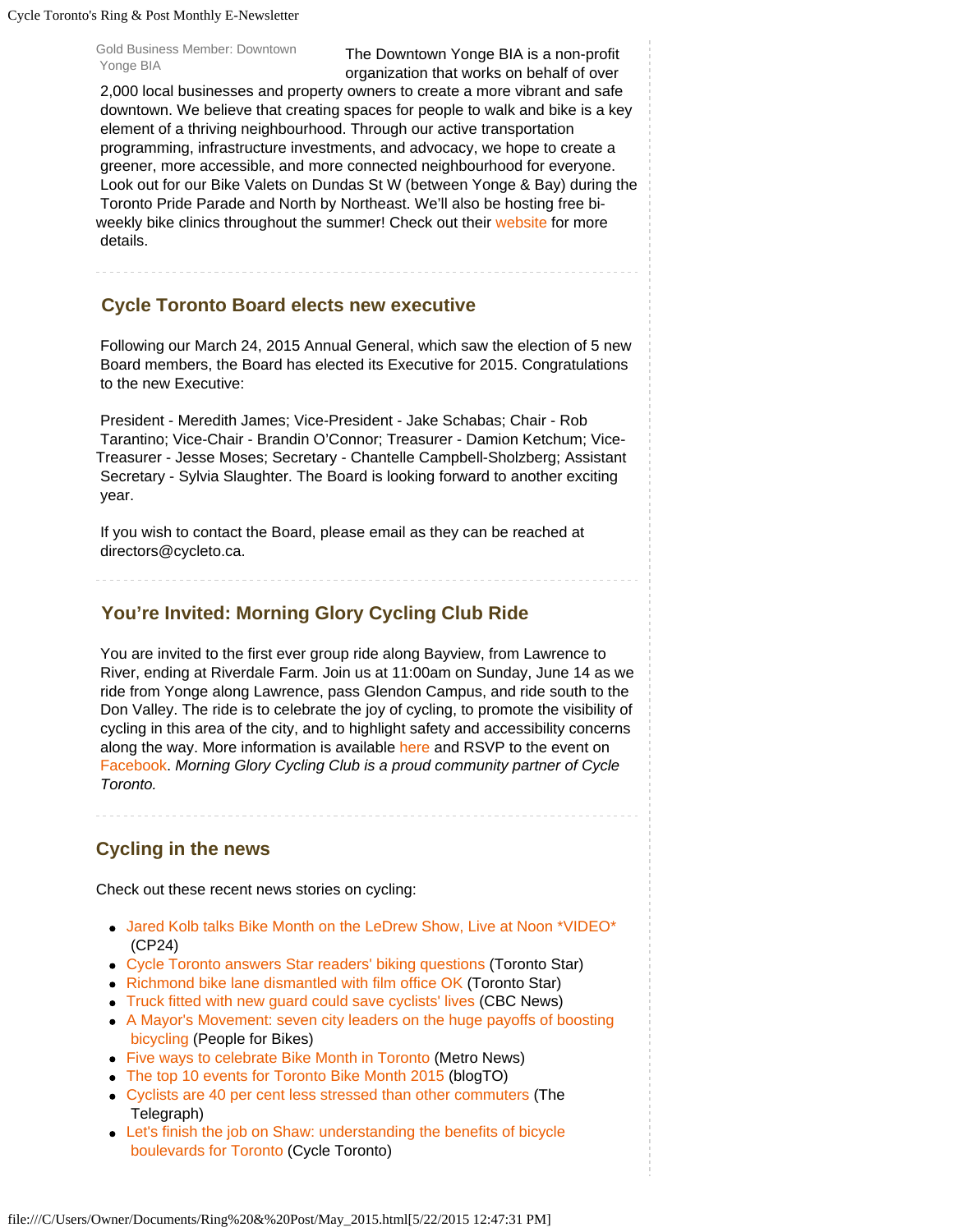Gold Business Member: Downtown Yonge BIA

The Downtown Yonge BIA is a non-profit organization that works on behalf of over 2,000 local businesses and property owners to create a more vibrant and safe downtown. We believe that creating spaces for people to walk and bike is a key element of a thriving neighbourhood. Through our active transportation programming, infrastructure investments, and advocacy, we hope to create a greener, more accessible, and more connected neighbourhood for everyone. Look out for our Bike Valets on Dundas St W (between Yonge & Bay) during the Toronto Pride Parade and North by Northeast. We'll also be hosting free bi-weekly bike clinics throughout the summer! Check out their website for more details.

---

## Cycle Toronto Board elects new executive

Following our March 24, 2015 Annual General, which saw the election of 5 new Board members, the Board has elected its Executive for 2015. Congratulations to the new Executive:

President - Meredith James; Vice-President - Jake Schabas; Chair - Rob Tarantino; Vice-Chair - Brandin O'Connor; Treasurer - Damion Ketchum; Vice-Treasurer - Jesse Moses; Secretary - Chantelle Campbell-Sholzberg; Assistant Secretary - Sylvia Slaughter. The Board is looking forward to another exciting year.

If you wish to contact the Board, please email as they can be reached at directors@cycleto.ca.

---

## You're Invited: Morning Glory Cycling Club Ride

You are invited to the first ever group ride along Bayview, from Lawrence to River, ending at Riverdale Farm. Join us at 11:00am on Sunday, June 14 as we ride from Yonge along Lawrence, pass Glendon Campus, and ride south to the Don Valley. The ride is to celebrate the joy of cycling, to promote the visibility of cycling in this area of the city, and to highlight safety and accessibility concerns along the way. More information is available here and RSVP to the event on Facebook. *Morning Glory Cycling Club is a proud community partner of Cycle Toronto.*

---

## Cycling in the news

Check out these recent news stories on cycling:

- Jared Kolb talks Bike Month on the LeDrew Show, Live at Noon *VIDEO* (CP24)
- Cycle Toronto answers Star readers' biking questions (Toronto Star)
- Richmond bike lane dismantled with film office OK (Toronto Star)
- Truck fitted with new guard could save cyclists' lives (CBC News)
- A Mayor's Movement: seven city leaders on the huge payoffs of boosting bicycling (People for Bikes)
- Five ways to celebrate Bike Month in Toronto (Metro News)
- The top 10 events for Toronto Bike Month 2015 (blogTO)
- Cyclists are 40 per cent less stressed than other commuters (The Telegraph)
- Let's finish the job on Shaw: understanding the benefits of bicycle boulevards for Toronto (Cycle Toronto)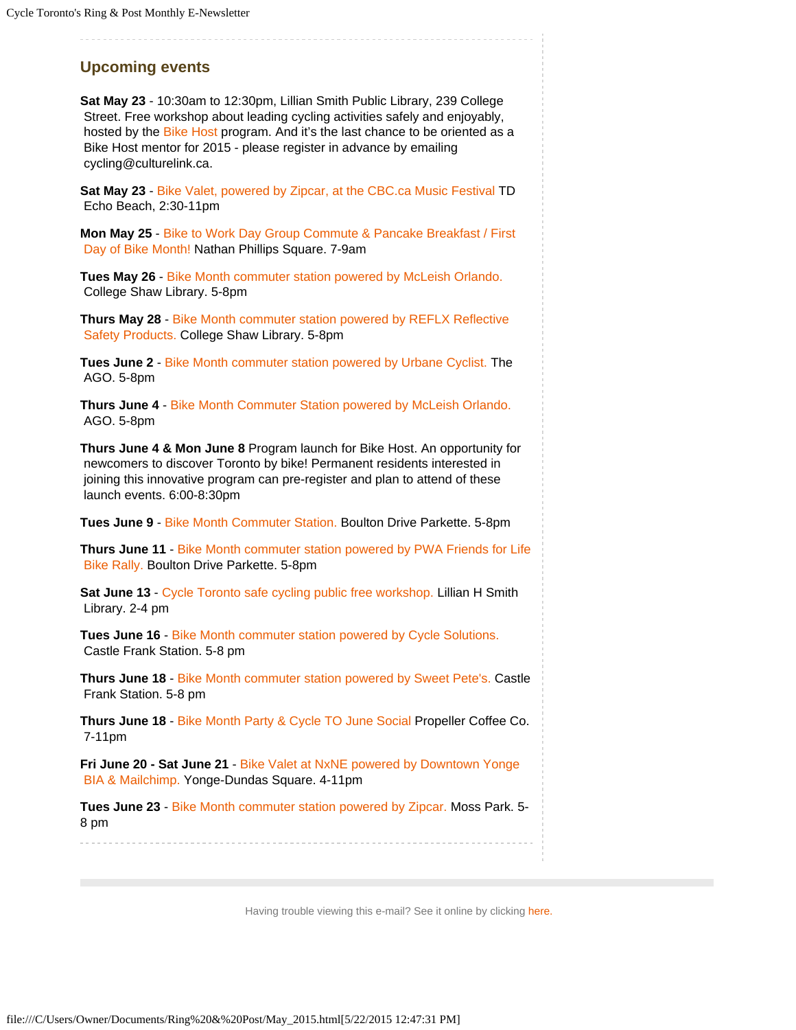## Upcoming events

**Sat May 23** - 10:30am to 12:30pm, Lillian Smith Public Library, 239 College Street. Free workshop about leading cycling activities safely and enjoyably, hosted by the Bike Host program. And it's the last chance to be oriented as a Bike Host mentor for 2015 - please register in advance by emailing cycling@culturelink.ca.

**Sat May 23** - Bike Valet, powered by Zipcar, at the CBC.ca Music Festival TD Echo Beach, 2:30-11pm

**Mon May 25** - Bike to Work Day Group Commute & Pancake Breakfast / First Day of Bike Month! Nathan Phillips Square. 7-9am

**Tues May 26** - Bike Month commuter station powered by McLeish Orlando. College Shaw Library. 5-8pm

**Thurs May 28** - Bike Month commuter station powered by REFLX Reflective Safety Products. College Shaw Library. 5-8pm

**Tues June 2** - Bike Month commuter station powered by Urbane Cyclist. The AGO. 5-8pm

**Thurs June 4** - Bike Month Commuter Station powered by McLeish Orlando. AGO. 5-8pm

**Thurs June 4 & Mon June 8** Program launch for Bike Host. An opportunity for newcomers to discover Toronto by bike! Permanent residents interested in joining this innovative program can pre-register and plan to attend of these launch events. 6:00-8:30pm

**Tues June 9** - Bike Month Commuter Station. Boulton Drive Parkette. 5-8pm

**Thurs June 11** - Bike Month commuter station powered by PWA Friends for Life Bike Rally. Boulton Drive Parkette. 5-8pm

**Sat June 13** - Cycle Toronto safe cycling public free workshop. Lillian H Smith Library. 2-4 pm

**Tues June 16** - Bike Month commuter station powered by Cycle Solutions. Castle Frank Station. 5-8 pm

**Thurs June 18** - Bike Month commuter station powered by Sweet Pete's. Castle Frank Station. 5-8 pm

**Thurs June 18** - Bike Month Party & Cycle TO June Social Propeller Coffee Co. 7-11pm

**Fri June 20 - Sat June 21** - Bike Valet at NxNE powered by Downtown Yonge BIA & Mailchimp. Yonge-Dundas Square. 4-11pm

**Tues June 23** - Bike Month commuter station powered by Zipcar. Moss Park. 5-8 pm

Having trouble viewing this e-mail? See it online by clicking here.